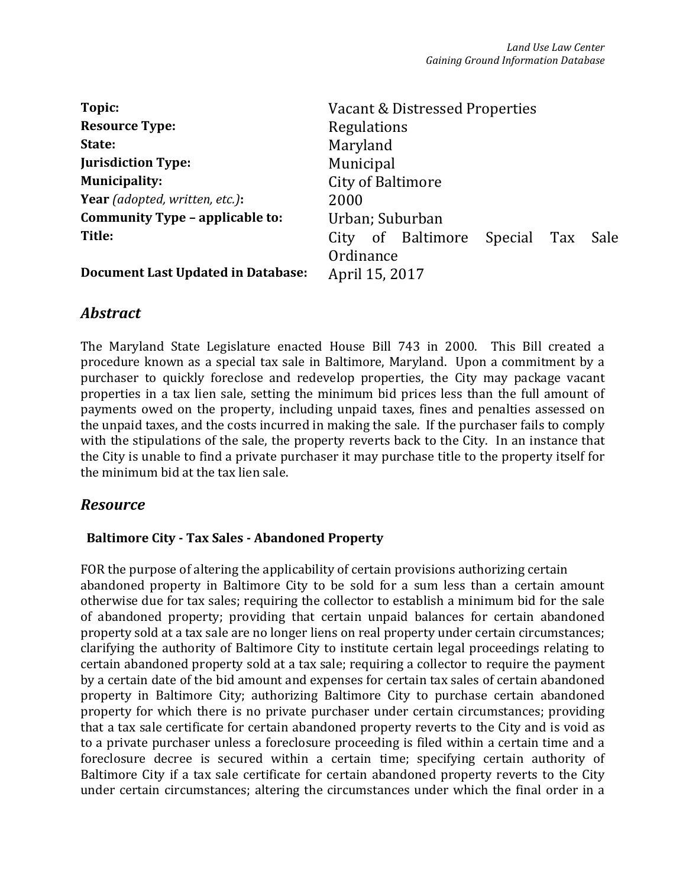| | |
|---|---|
| **Topic:** | Vacant & Distressed Properties |
| **Resource Type:** | Regulations |
| **State:** | Maryland |
| **Jurisdiction Type:** | Municipal |
| **Municipality:** | City of Baltimore |
| **Year** *(adopted, written, etc.)***:** | 2000 |
| **Community Type – applicable to:** | Urban; Suburban |
| **Title:** | City of Baltimore Special Tax Sale Ordinance |
| **Document Last Updated in Database:** | April 15, 2017 |

## *Abstract*

The Maryland State Legislature enacted House Bill 743 in 2000. This Bill created a procedure known as a special tax sale in Baltimore, Maryland. Upon a commitment by a purchaser to quickly foreclose and redevelop properties, the City may package vacant properties in a tax lien sale, setting the minimum bid prices less than the full amount of payments owed on the property, including unpaid taxes, fines and penalties assessed on the unpaid taxes, and the costs incurred in making the sale. If the purchaser fails to comply with the stipulations of the sale, the property reverts back to the City. In an instance that the City is unable to find a private purchaser it may purchase title to the property itself for the minimum bid at the tax lien sale.

## *Resource*

### Baltimore City - Tax Sales - Abandoned Property

FOR the purpose of altering the applicability of certain provisions authorizing certain abandoned property in Baltimore City to be sold for a sum less than a certain amount otherwise due for tax sales; requiring the collector to establish a minimum bid for the sale of abandoned property; providing that certain unpaid balances for certain abandoned property sold at a tax sale are no longer liens on real property under certain circumstances; clarifying the authority of Baltimore City to institute certain legal proceedings relating to certain abandoned property sold at a tax sale; requiring a collector to require the payment by a certain date of the bid amount and expenses for certain tax sales of certain abandoned property in Baltimore City; authorizing Baltimore City to purchase certain abandoned property for which there is no private purchaser under certain circumstances; providing that a tax sale certificate for certain abandoned property reverts to the City and is void as to a private purchaser unless a foreclosure proceeding is filed within a certain time and a foreclosure decree is secured within a certain time; specifying certain authority of Baltimore City if a tax sale certificate for certain abandoned property reverts to the City under certain circumstances; altering the circumstances under which the final order in a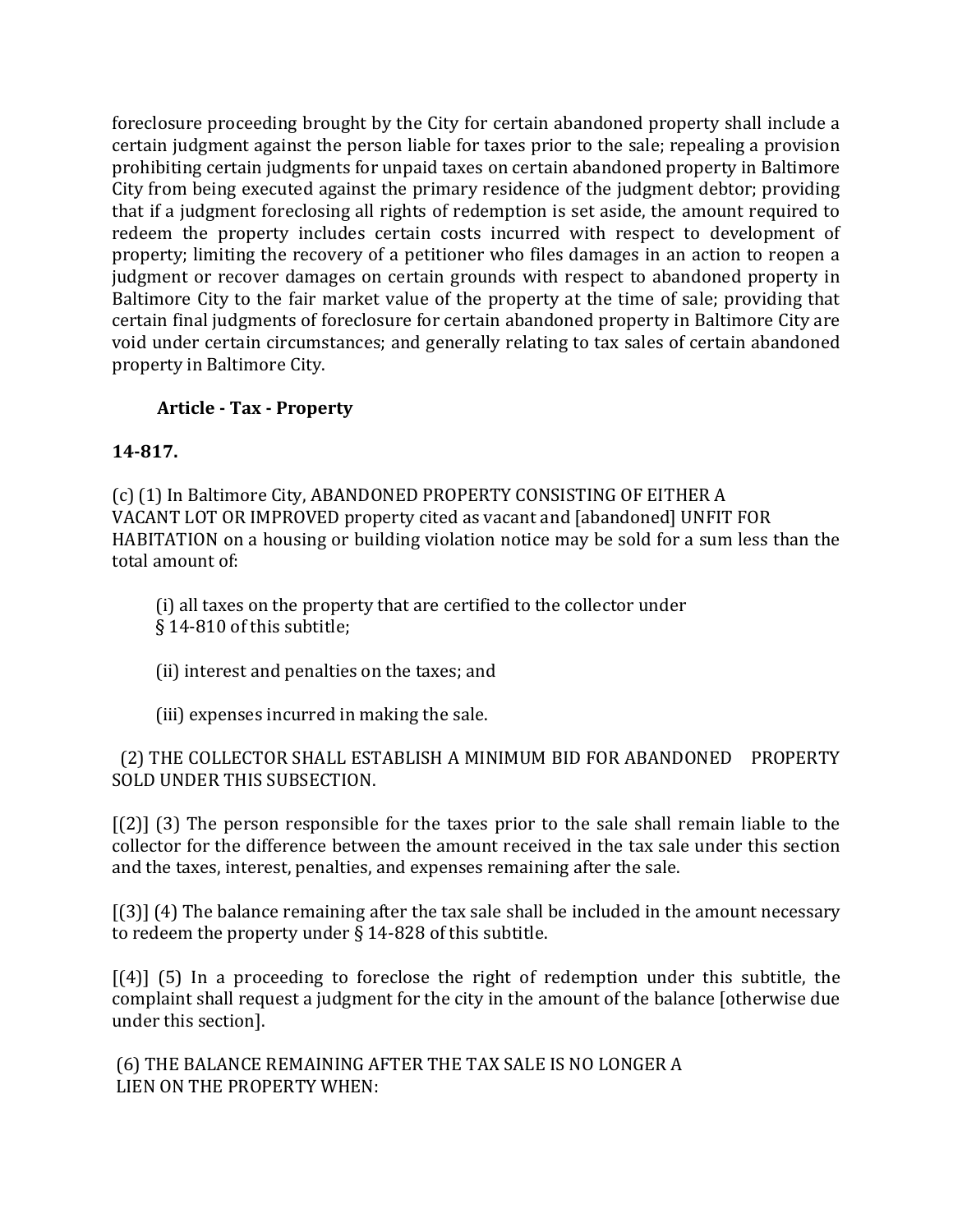foreclosure proceeding brought by the City for certain abandoned property shall include a certain judgment against the person liable for taxes prior to the sale; repealing a provision prohibiting certain judgments for unpaid taxes on certain abandoned property in Baltimore City from being executed against the primary residence of the judgment debtor; providing that if a judgment foreclosing all rights of redemption is set aside, the amount required to redeem the property includes certain costs incurred with respect to development of property; limiting the recovery of a petitioner who files damages in an action to reopen a judgment or recover damages on certain grounds with respect to abandoned property in Baltimore City to the fair market value of the property at the time of sale; providing that certain final judgments of foreclosure for certain abandoned property in Baltimore City are void under certain circumstances; and generally relating to tax sales of certain abandoned property in Baltimore City.

**Article - Tax - Property**

**14-817.**

(c) (1) In Baltimore City, ABANDONED PROPERTY CONSISTING OF EITHER A VACANT LOT OR IMPROVED property cited as vacant and [abandoned] UNFIT FOR HABITATION on a housing or building violation notice may be sold for a sum less than the total amount of:

(i) all taxes on the property that are certified to the collector under § 14-810 of this subtitle;

(ii) interest and penalties on the taxes; and

(iii) expenses incurred in making the sale.

(2) THE COLLECTOR SHALL ESTABLISH A MINIMUM BID FOR ABANDONED PROPERTY SOLD UNDER THIS SUBSECTION.

[(2)] (3) The person responsible for the taxes prior to the sale shall remain liable to the collector for the difference between the amount received in the tax sale under this section and the taxes, interest, penalties, and expenses remaining after the sale.

[(3)] (4) The balance remaining after the tax sale shall be included in the amount necessary to redeem the property under § 14-828 of this subtitle.

[(4)] (5) In a proceeding to foreclose the right of redemption under this subtitle, the complaint shall request a judgment for the city in the amount of the balance [otherwise due under this section].

(6) THE BALANCE REMAINING AFTER THE TAX SALE IS NO LONGER A LIEN ON THE PROPERTY WHEN: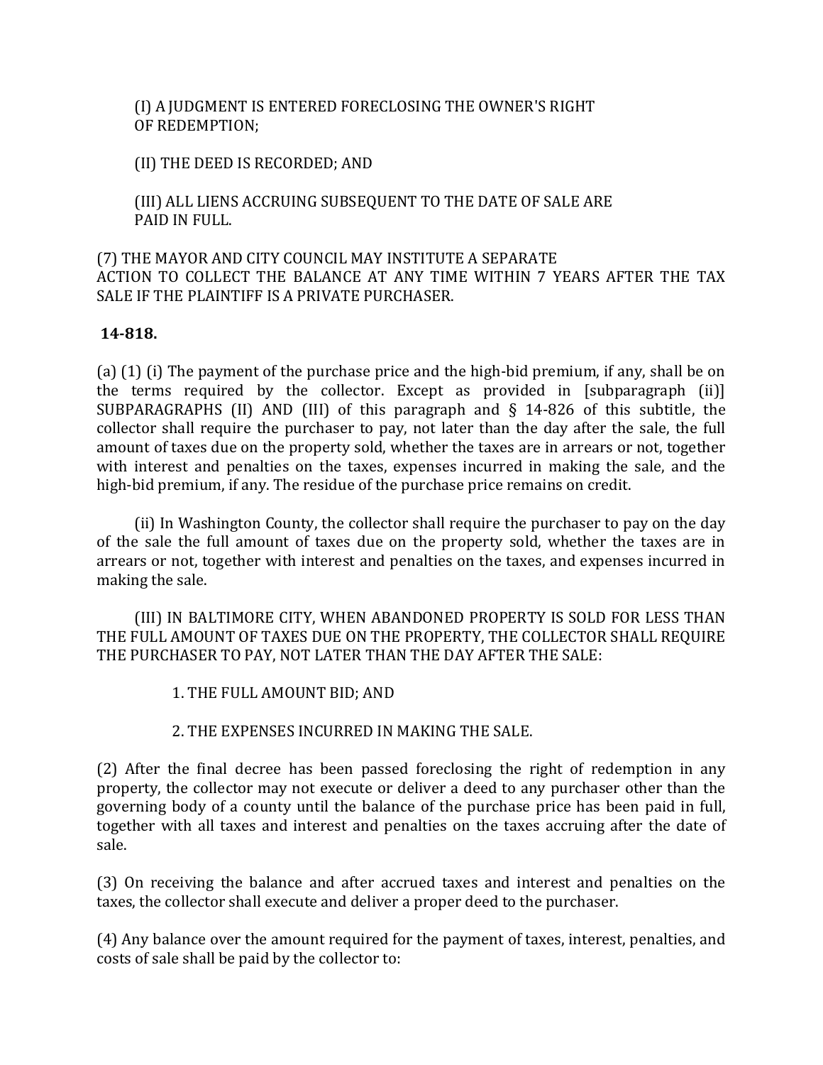(I) A JUDGMENT IS ENTERED FORECLOSING THE OWNER'S RIGHT OF REDEMPTION;

(II) THE DEED IS RECORDED; AND

(III) ALL LIENS ACCRUING SUBSEQUENT TO THE DATE OF SALE ARE PAID IN FULL.

(7) THE MAYOR AND CITY COUNCIL MAY INSTITUTE A SEPARATE ACTION TO COLLECT THE BALANCE AT ANY TIME WITHIN 7 YEARS AFTER THE TAX SALE IF THE PLAINTIFF IS A PRIVATE PURCHASER.

**14-818.**

(a) (1) (i) The payment of the purchase price and the high-bid premium, if any, shall be on the terms required by the collector. Except as provided in [subparagraph (ii)] SUBPARAGRAPHS (II) AND (III) of this paragraph and § 14-826 of this subtitle, the collector shall require the purchaser to pay, not later than the day after the sale, the full amount of taxes due on the property sold, whether the taxes are in arrears or not, together with interest and penalties on the taxes, expenses incurred in making the sale, and the high-bid premium, if any. The residue of the purchase price remains on credit.

(ii) In Washington County, the collector shall require the purchaser to pay on the day of the sale the full amount of taxes due on the property sold, whether the taxes are in arrears or not, together with interest and penalties on the taxes, and expenses incurred in making the sale.

(III) IN BALTIMORE CITY, WHEN ABANDONED PROPERTY IS SOLD FOR LESS THAN THE FULL AMOUNT OF TAXES DUE ON THE PROPERTY, THE COLLECTOR SHALL REQUIRE THE PURCHASER TO PAY, NOT LATER THAN THE DAY AFTER THE SALE:

1. THE FULL AMOUNT BID; AND

2. THE EXPENSES INCURRED IN MAKING THE SALE.

(2) After the final decree has been passed foreclosing the right of redemption in any property, the collector may not execute or deliver a deed to any purchaser other than the governing body of a county until the balance of the purchase price has been paid in full, together with all taxes and interest and penalties on the taxes accruing after the date of sale.

(3) On receiving the balance and after accrued taxes and interest and penalties on the taxes, the collector shall execute and deliver a proper deed to the purchaser.

(4) Any balance over the amount required for the payment of taxes, interest, penalties, and costs of sale shall be paid by the collector to: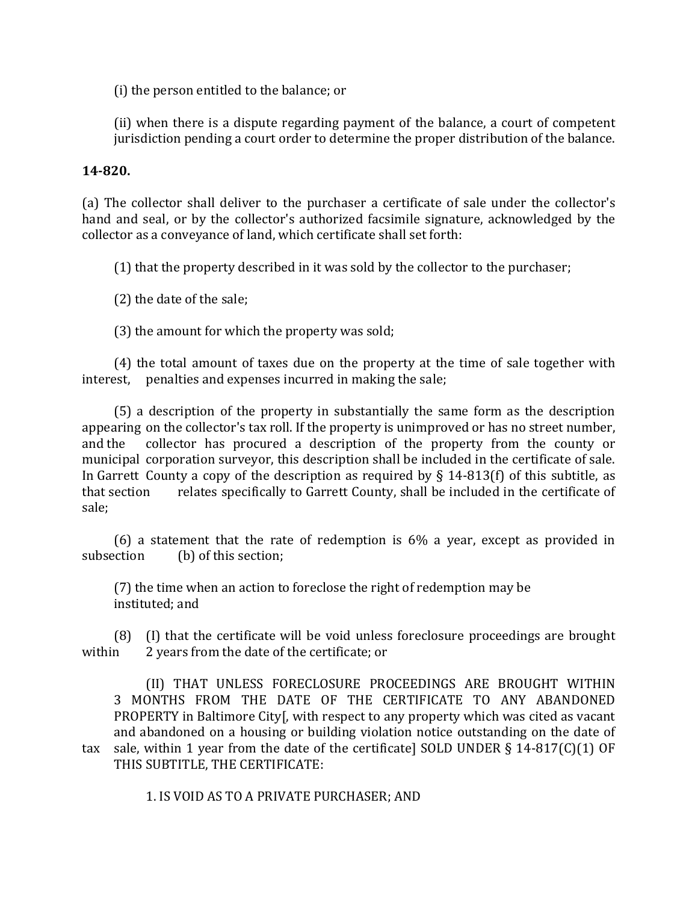(i) the person entitled to the balance; or

(ii) when there is a dispute regarding payment of the balance, a court of competent jurisdiction pending a court order to determine the proper distribution of the balance.

**14-820.**

(a) The collector shall deliver to the purchaser a certificate of sale under the collector's hand and seal, or by the collector's authorized facsimile signature, acknowledged by the collector as a conveyance of land, which certificate shall set forth:

(1) that the property described in it was sold by the collector to the purchaser;

(2) the date of the sale;

(3) the amount for which the property was sold;

(4) the total amount of taxes due on the property at the time of sale together with interest, penalties and expenses incurred in making the sale;

(5) a description of the property in substantially the same form as the description appearing on the collector's tax roll. If the property is unimproved or has no street number, and the collector has procured a description of the property from the county or municipal corporation surveyor, this description shall be included in the certificate of sale. In Garrett County a copy of the description as required by § 14-813(f) of this subtitle, as that section relates specifically to Garrett County, shall be included in the certificate of sale;

(6) a statement that the rate of redemption is 6% a year, except as provided in subsection (b) of this section;

(7) the time when an action to foreclose the right of redemption may be instituted; and

(8) (I) that the certificate will be void unless foreclosure proceedings are brought within 2 years from the date of the certificate; or

(II) THAT UNLESS FORECLOSURE PROCEEDINGS ARE BROUGHT WITHIN 3 MONTHS FROM THE DATE OF THE CERTIFICATE TO ANY ABANDONED PROPERTY in Baltimore City[, with respect to any property which was cited as vacant and abandoned on a housing or building violation notice outstanding on the date of tax sale, within 1 year from the date of the certificate] SOLD UNDER § 14-817(C)(1) OF THIS SUBTITLE, THE CERTIFICATE:

1. IS VOID AS TO A PRIVATE PURCHASER; AND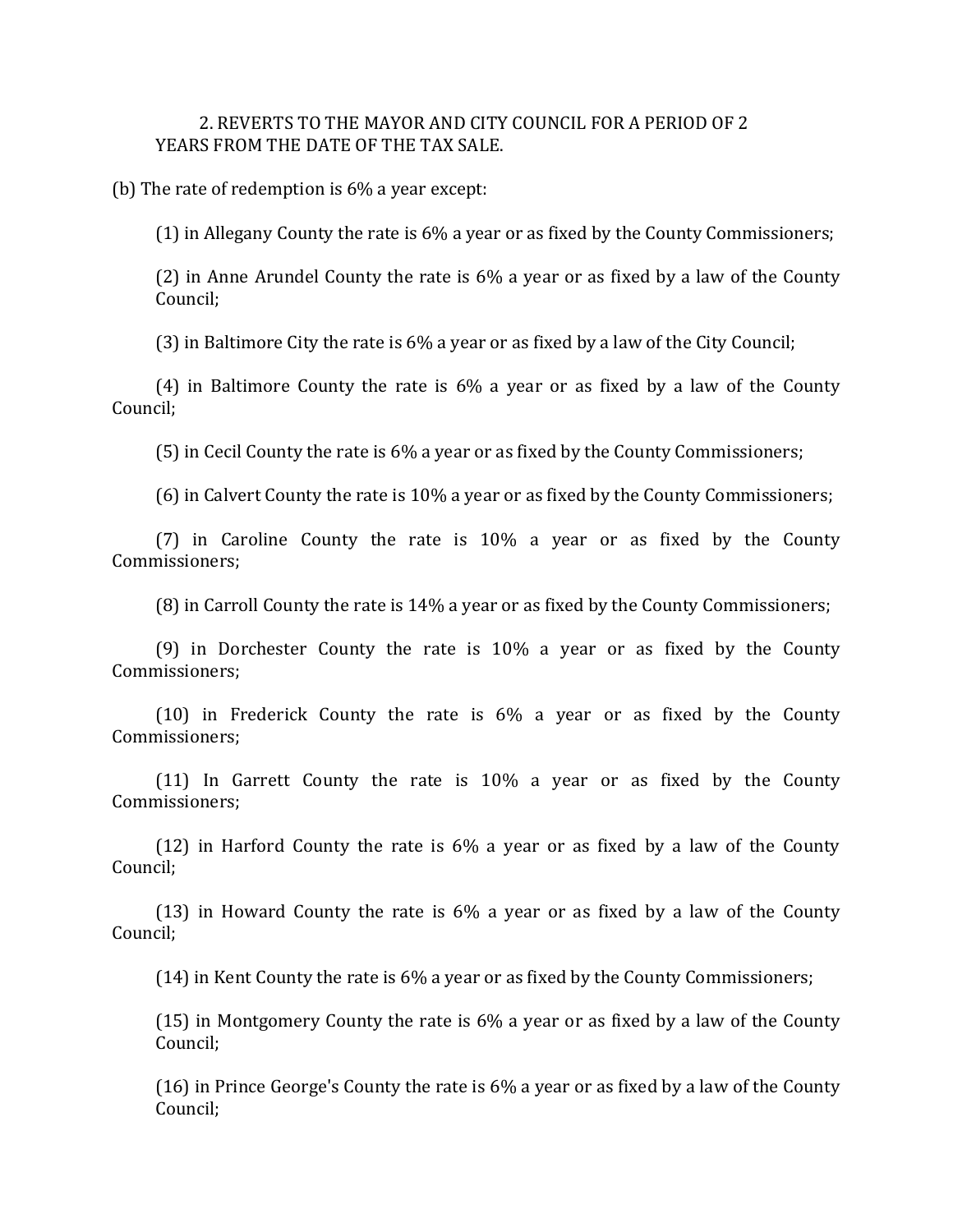2. REVERTS TO THE MAYOR AND CITY COUNCIL FOR A PERIOD OF 2 YEARS FROM THE DATE OF THE TAX SALE.

(b) The rate of redemption is 6% a year except:

(1) in Allegany County the rate is 6% a year or as fixed by the County Commissioners;

(2) in Anne Arundel County the rate is 6% a year or as fixed by a law of the County Council;

(3) in Baltimore City the rate is 6% a year or as fixed by a law of the City Council;

(4) in Baltimore County the rate is 6% a year or as fixed by a law of the County Council;

(5) in Cecil County the rate is 6% a year or as fixed by the County Commissioners;

(6) in Calvert County the rate is 10% a year or as fixed by the County Commissioners;

(7) in Caroline County the rate is 10% a year or as fixed by the County Commissioners;

(8) in Carroll County the rate is 14% a year or as fixed by the County Commissioners;

(9) in Dorchester County the rate is 10% a year or as fixed by the County Commissioners;

(10) in Frederick County the rate is 6% a year or as fixed by the County Commissioners;

(11) In Garrett County the rate is 10% a year or as fixed by the County Commissioners;

(12) in Harford County the rate is 6% a year or as fixed by a law of the County Council;

(13) in Howard County the rate is 6% a year or as fixed by a law of the County Council;

(14) in Kent County the rate is 6% a year or as fixed by the County Commissioners;

(15) in Montgomery County the rate is 6% a year or as fixed by a law of the County Council;

(16) in Prince George's County the rate is 6% a year or as fixed by a law of the County Council;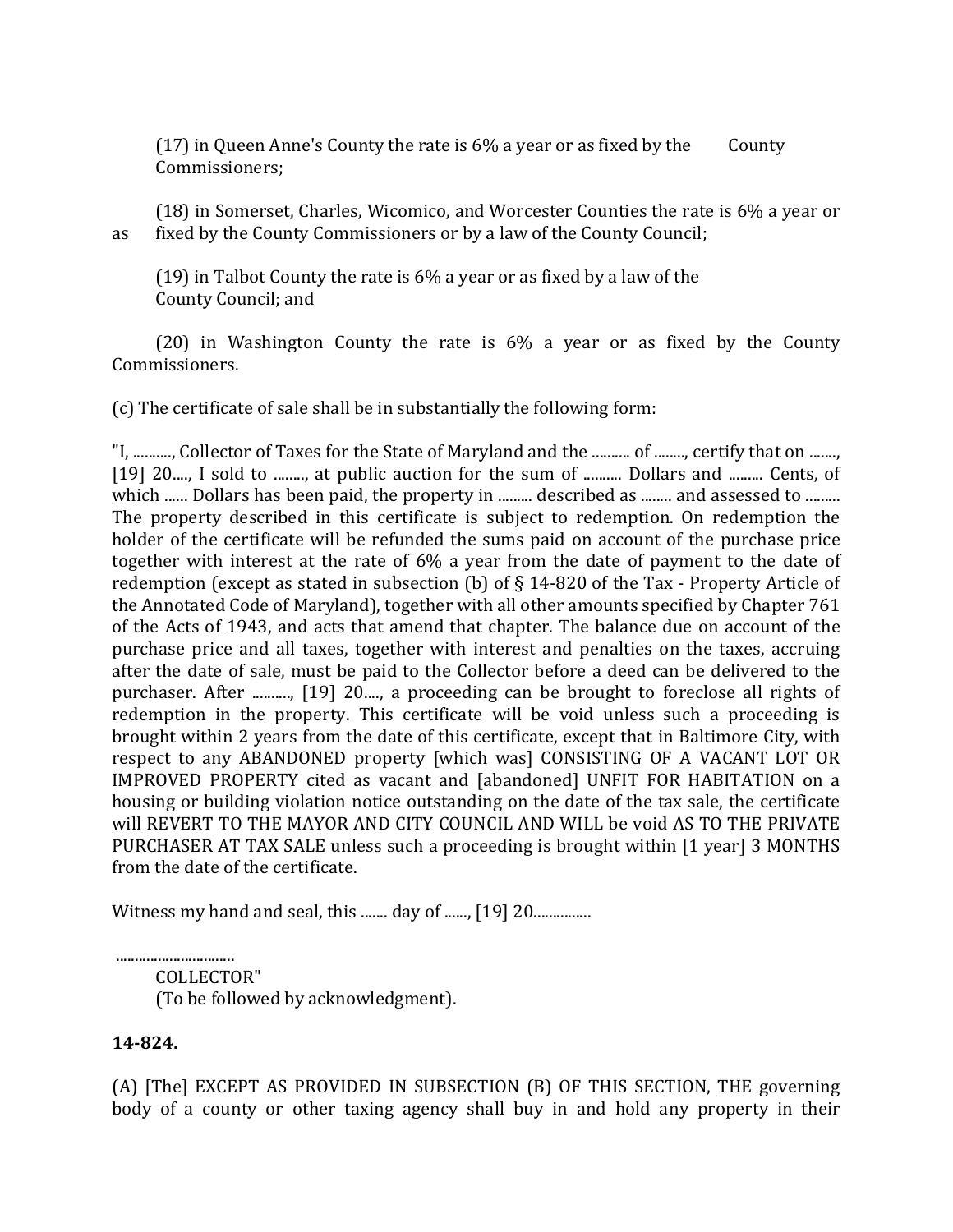(17) in Queen Anne's County the rate is 6% a year or as fixed by the County Commissioners;

(18) in Somerset, Charles, Wicomico, and Worcester Counties the rate is 6% a year or as fixed by the County Commissioners or by a law of the County Council;

(19) in Talbot County the rate is 6% a year or as fixed by a law of the County Council; and

(20) in Washington County the rate is 6% a year or as fixed by the County Commissioners.

(c) The certificate of sale shall be in substantially the following form:

"I, .........., Collector of Taxes for the State of Maryland and the .......... of ........, certify that on ......., [19] 20...., I sold to ........, at public auction for the sum of .......... Dollars and ......... Cents, of which ...... Dollars has been paid, the property in ......... described as ........ and assessed to ......... The property described in this certificate is subject to redemption. On redemption the holder of the certificate will be refunded the sums paid on account of the purchase price together with interest at the rate of 6% a year from the date of payment to the date of redemption (except as stated in subsection (b) of § 14-820 of the Tax - Property Article of the Annotated Code of Maryland), together with all other amounts specified by Chapter 761 of the Acts of 1943, and acts that amend that chapter. The balance due on account of the purchase price and all taxes, together with interest and penalties on the taxes, accruing after the date of sale, must be paid to the Collector before a deed can be delivered to the purchaser. After .........., [19] 20...., a proceeding can be brought to foreclose all rights of redemption in the property. This certificate will be void unless such a proceeding is brought within 2 years from the date of this certificate, except that in Baltimore City, with respect to any ABANDONED property [which was] CONSISTING OF A VACANT LOT OR IMPROVED PROPERTY cited as vacant and [abandoned] UNFIT FOR HABITATION on a housing or building violation notice outstanding on the date of the tax sale, the certificate will REVERT TO THE MAYOR AND CITY COUNCIL AND WILL be void AS TO THE PRIVATE PURCHASER AT TAX SALE unless such a proceeding is brought within [1 year] 3 MONTHS from the date of the certificate.

Witness my hand and seal, this ....... day of ......, [19] 20...............

..............................
COLLECTOR"
(To be followed by acknowledgment).

**14-824.**

(A) [The] EXCEPT AS PROVIDED IN SUBSECTION (B) OF THIS SECTION, THE governing body of a county or other taxing agency shall buy in and hold any property in their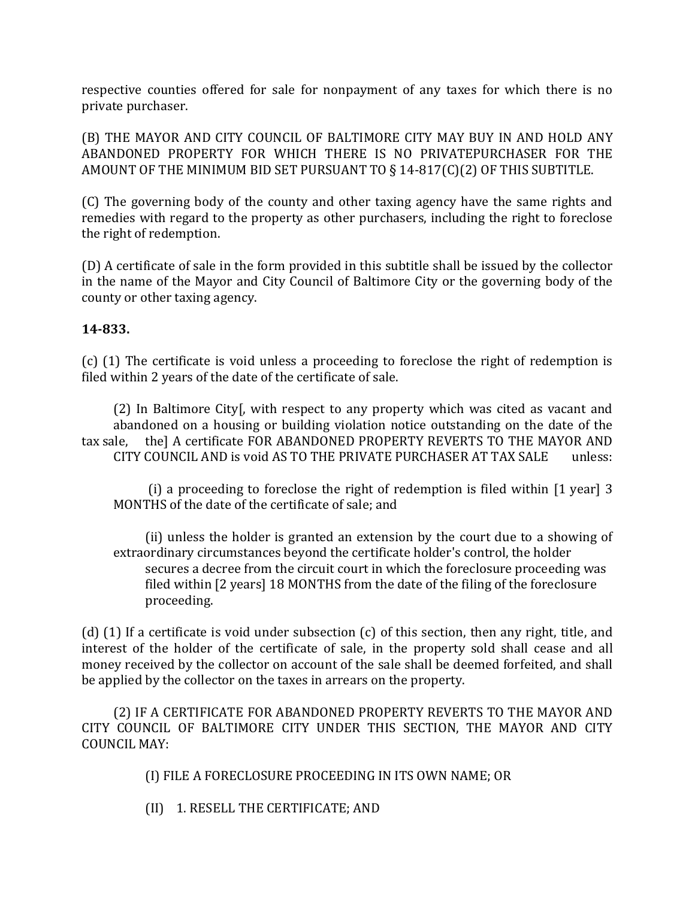respective counties offered for sale for nonpayment of any taxes for which there is no private purchaser.

(B) THE MAYOR AND CITY COUNCIL OF BALTIMORE CITY MAY BUY IN AND HOLD ANY ABANDONED PROPERTY FOR WHICH THERE IS NO PRIVATEPURCHASER FOR THE AMOUNT OF THE MINIMUM BID SET PURSUANT TO § 14-817(C)(2) OF THIS SUBTITLE.

(C) The governing body of the county and other taxing agency have the same rights and remedies with regard to the property as other purchasers, including the right to foreclose the right of redemption.

(D) A certificate of sale in the form provided in this subtitle shall be issued by the collector in the name of the Mayor and City Council of Baltimore City or the governing body of the county or other taxing agency.

**14-833.**

(c) (1) The certificate is void unless a proceeding to foreclose the right of redemption is filed within 2 years of the date of the certificate of sale.

(2) In Baltimore City[, with respect to any property which was cited as vacant and abandoned on a housing or building violation notice outstanding on the date of the tax sale, the] A certificate FOR ABANDONED PROPERTY REVERTS TO THE MAYOR AND CITY COUNCIL AND is void AS TO THE PRIVATE PURCHASER AT TAX SALE unless:

(i) a proceeding to foreclose the right of redemption is filed within [1 year] 3 MONTHS of the date of the certificate of sale; and

(ii) unless the holder is granted an extension by the court due to a showing of extraordinary circumstances beyond the certificate holder's control, the holder secures a decree from the circuit court in which the foreclosure proceeding was filed within [2 years] 18 MONTHS from the date of the filing of the foreclosure proceeding.

(d) (1) If a certificate is void under subsection (c) of this section, then any right, title, and interest of the holder of the certificate of sale, in the property sold shall cease and all money received by the collector on account of the sale shall be deemed forfeited, and shall be applied by the collector on the taxes in arrears on the property.

(2) IF A CERTIFICATE FOR ABANDONED PROPERTY REVERTS TO THE MAYOR AND CITY COUNCIL OF BALTIMORE CITY UNDER THIS SECTION, THE MAYOR AND CITY COUNCIL MAY:

(I) FILE A FORECLOSURE PROCEEDING IN ITS OWN NAME; OR

(II) 1. RESELL THE CERTIFICATE; AND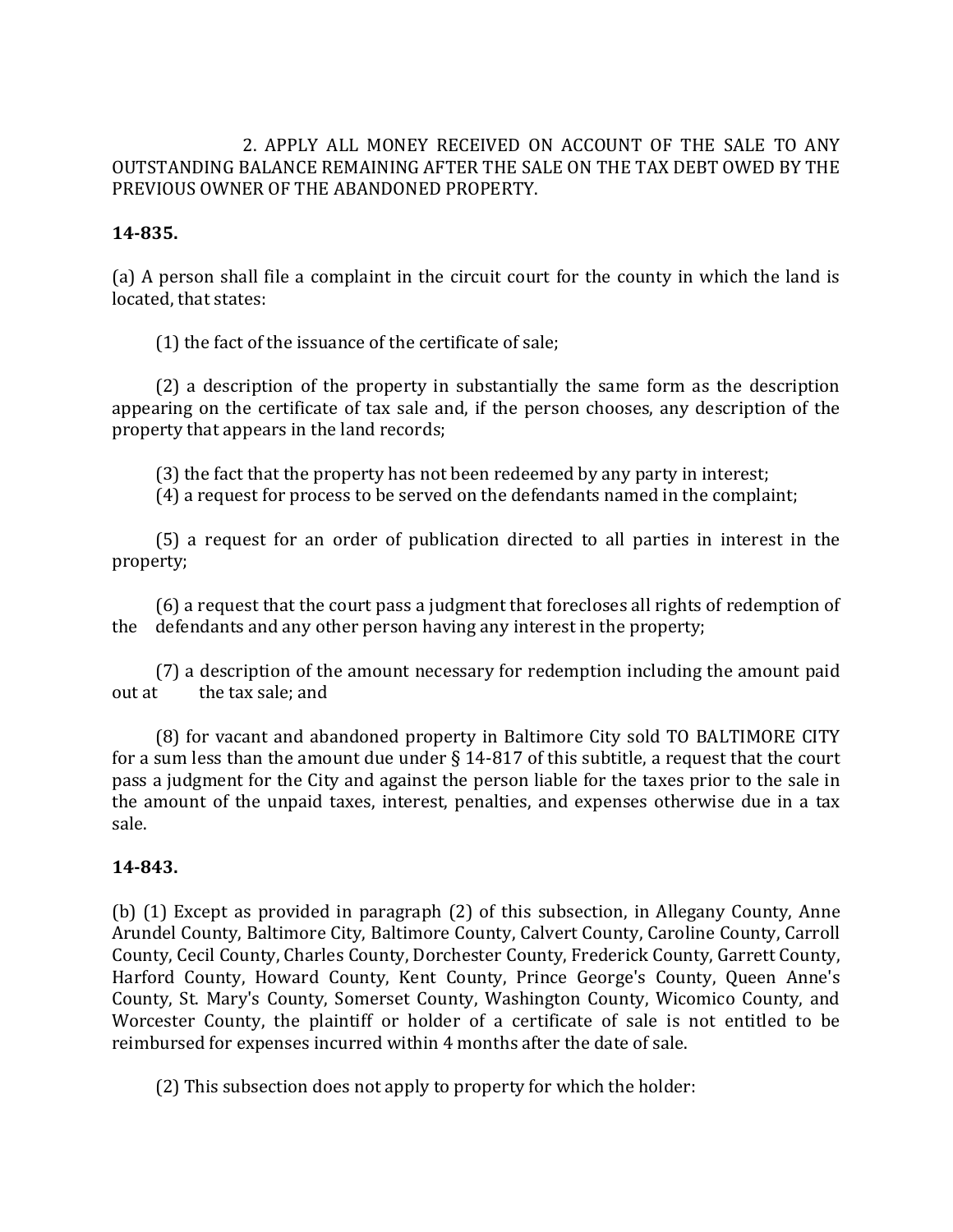2. APPLY ALL MONEY RECEIVED ON ACCOUNT OF THE SALE TO ANY OUTSTANDING BALANCE REMAINING AFTER THE SALE ON THE TAX DEBT OWED BY THE PREVIOUS OWNER OF THE ABANDONED PROPERTY.

**14-835.**

(a) A person shall file a complaint in the circuit court for the county in which the land is located, that states:

(1) the fact of the issuance of the certificate of sale;

(2) a description of the property in substantially the same form as the description appearing on the certificate of tax sale and, if the person chooses, any description of the property that appears in the land records;

(3) the fact that the property has not been redeemed by any party in interest;

(4) a request for process to be served on the defendants named in the complaint;

(5) a request for an order of publication directed to all parties in interest in the property;

(6) a request that the court pass a judgment that forecloses all rights of redemption of the defendants and any other person having any interest in the property;

(7) a description of the amount necessary for redemption including the amount paid out at the tax sale; and

(8) for vacant and abandoned property in Baltimore City sold TO BALTIMORE CITY for a sum less than the amount due under § 14-817 of this subtitle, a request that the court pass a judgment for the City and against the person liable for the taxes prior to the sale in the amount of the unpaid taxes, interest, penalties, and expenses otherwise due in a tax sale.

**14-843.**

(b) (1) Except as provided in paragraph (2) of this subsection, in Allegany County, Anne Arundel County, Baltimore City, Baltimore County, Calvert County, Caroline County, Carroll County, Cecil County, Charles County, Dorchester County, Frederick County, Garrett County, Harford County, Howard County, Kent County, Prince George's County, Queen Anne's County, St. Mary's County, Somerset County, Washington County, Wicomico County, and Worcester County, the plaintiff or holder of a certificate of sale is not entitled to be reimbursed for expenses incurred within 4 months after the date of sale.

(2) This subsection does not apply to property for which the holder: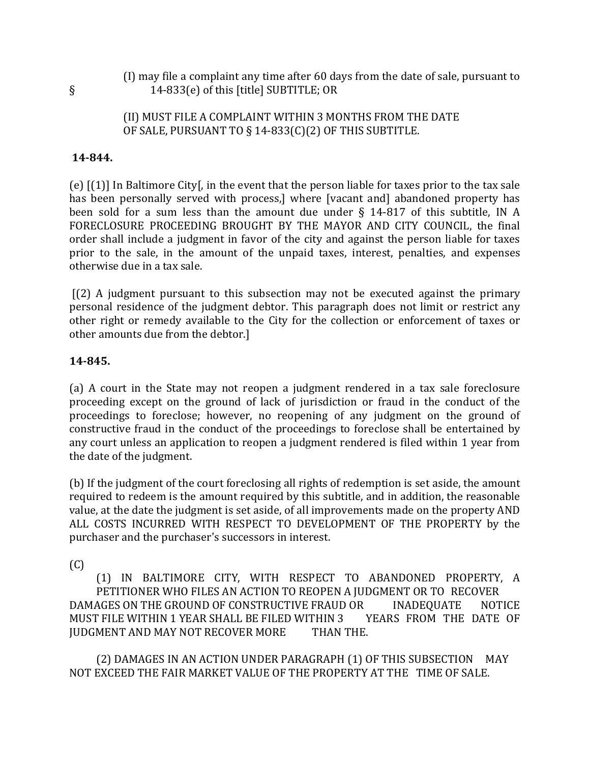(I) may file a complaint any time after 60 days from the date of sale, pursuant to § 14-833(e) of this [title] SUBTITLE; OR

(II) MUST FILE A COMPLAINT WITHIN 3 MONTHS FROM THE DATE OF SALE, PURSUANT TO § 14-833(C)(2) OF THIS SUBTITLE.

**14-844.**

(e) [(1)] In Baltimore City[, in the event that the person liable for taxes prior to the tax sale has been personally served with process,] where [vacant and] abandoned property has been sold for a sum less than the amount due under § 14-817 of this subtitle, IN A FORECLOSURE PROCEEDING BROUGHT BY THE MAYOR AND CITY COUNCIL, the final order shall include a judgment in favor of the city and against the person liable for taxes prior to the sale, in the amount of the unpaid taxes, interest, penalties, and expenses otherwise due in a tax sale.

[(2) A judgment pursuant to this subsection may not be executed against the primary personal residence of the judgment debtor. This paragraph does not limit or restrict any other right or remedy available to the City for the collection or enforcement of taxes or other amounts due from the debtor.]

**14-845.**

(a) A court in the State may not reopen a judgment rendered in a tax sale foreclosure proceeding except on the ground of lack of jurisdiction or fraud in the conduct of the proceedings to foreclose; however, no reopening of any judgment on the ground of constructive fraud in the conduct of the proceedings to foreclose shall be entertained by any court unless an application to reopen a judgment rendered is filed within 1 year from the date of the judgment.

(b) If the judgment of the court foreclosing all rights of redemption is set aside, the amount required to redeem is the amount required by this subtitle, and in addition, the reasonable value, at the date the judgment is set aside, of all improvements made on the property AND ALL COSTS INCURRED WITH RESPECT TO DEVELOPMENT OF THE PROPERTY by the purchaser and the purchaser's successors in interest.

(C)

(1) IN BALTIMORE CITY, WITH RESPECT TO ABANDONED PROPERTY, A PETITIONER WHO FILES AN ACTION TO REOPEN A JUDGMENT OR TO RECOVER DAMAGES ON THE GROUND OF CONSTRUCTIVE FRAUD OR INADEQUATE NOTICE MUST FILE WITHIN 1 YEAR SHALL BE FILED WITHIN 3 YEARS FROM THE DATE OF JUDGMENT AND MAY NOT RECOVER MORE THAN THE.

(2) DAMAGES IN AN ACTION UNDER PARAGRAPH (1) OF THIS SUBSECTION MAY NOT EXCEED THE FAIR MARKET VALUE OF THE PROPERTY AT THE TIME OF SALE.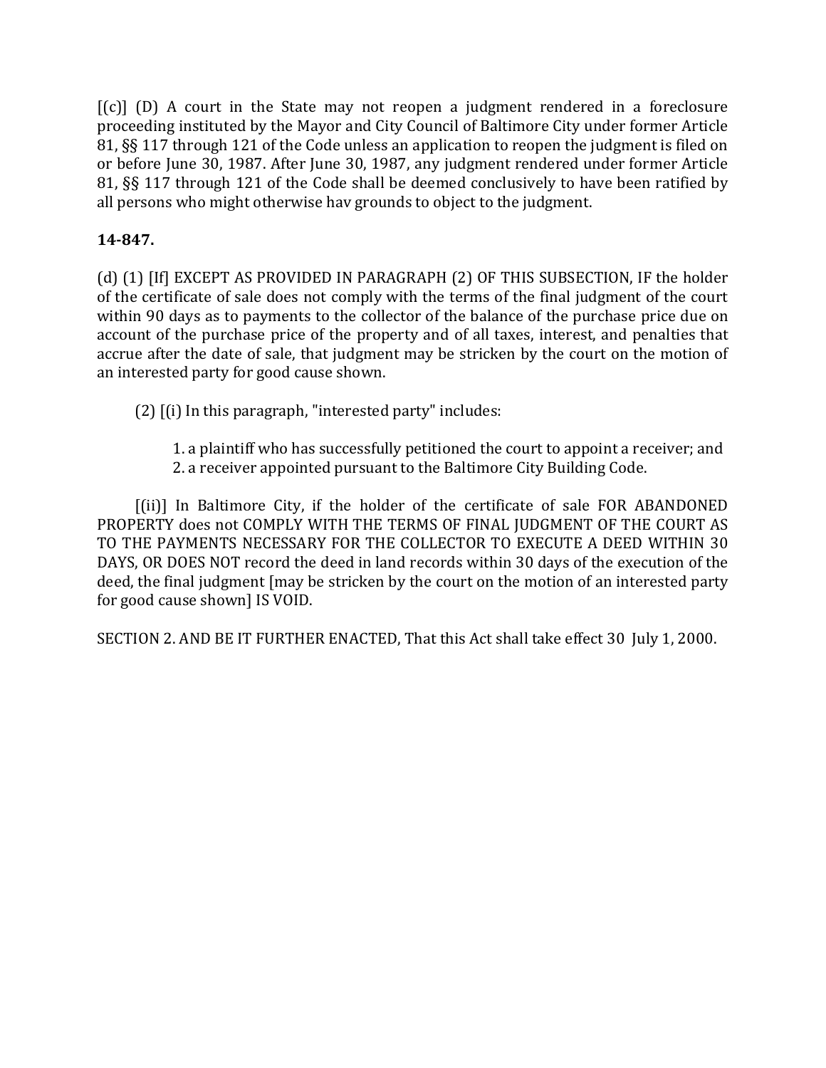[(c)] (D) A court in the State may not reopen a judgment rendered in a foreclosure proceeding instituted by the Mayor and City Council of Baltimore City under former Article 81, §§ 117 through 121 of the Code unless an application to reopen the judgment is filed on or before June 30, 1987. After June 30, 1987, any judgment rendered under former Article 81, §§ 117 through 121 of the Code shall be deemed conclusively to have been ratified by all persons who might otherwise hav grounds to object to the judgment.

**14-847.**

(d) (1) [If] EXCEPT AS PROVIDED IN PARAGRAPH (2) OF THIS SUBSECTION, IF the holder of the certificate of sale does not comply with the terms of the final judgment of the court within 90 days as to payments to the collector of the balance of the purchase price due on account of the purchase price of the property and of all taxes, interest, and penalties that accrue after the date of sale, that judgment may be stricken by the court on the motion of an interested party for good cause shown.

(2) [(i) In this paragraph, "interested party" includes:

1. a plaintiff who has successfully petitioned the court to appoint a receiver; and
2. a receiver appointed pursuant to the Baltimore City Building Code.

[(ii)] In Baltimore City, if the holder of the certificate of sale FOR ABANDONED PROPERTY does not COMPLY WITH THE TERMS OF FINAL JUDGMENT OF THE COURT AS TO THE PAYMENTS NECESSARY FOR THE COLLECTOR TO EXECUTE A DEED WITHIN 30 DAYS, OR DOES NOT record the deed in land records within 30 days of the execution of the deed, the final judgment [may be stricken by the court on the motion of an interested party for good cause shown] IS VOID.

SECTION 2. AND BE IT FURTHER ENACTED, That this Act shall take effect 30 July 1, 2000.